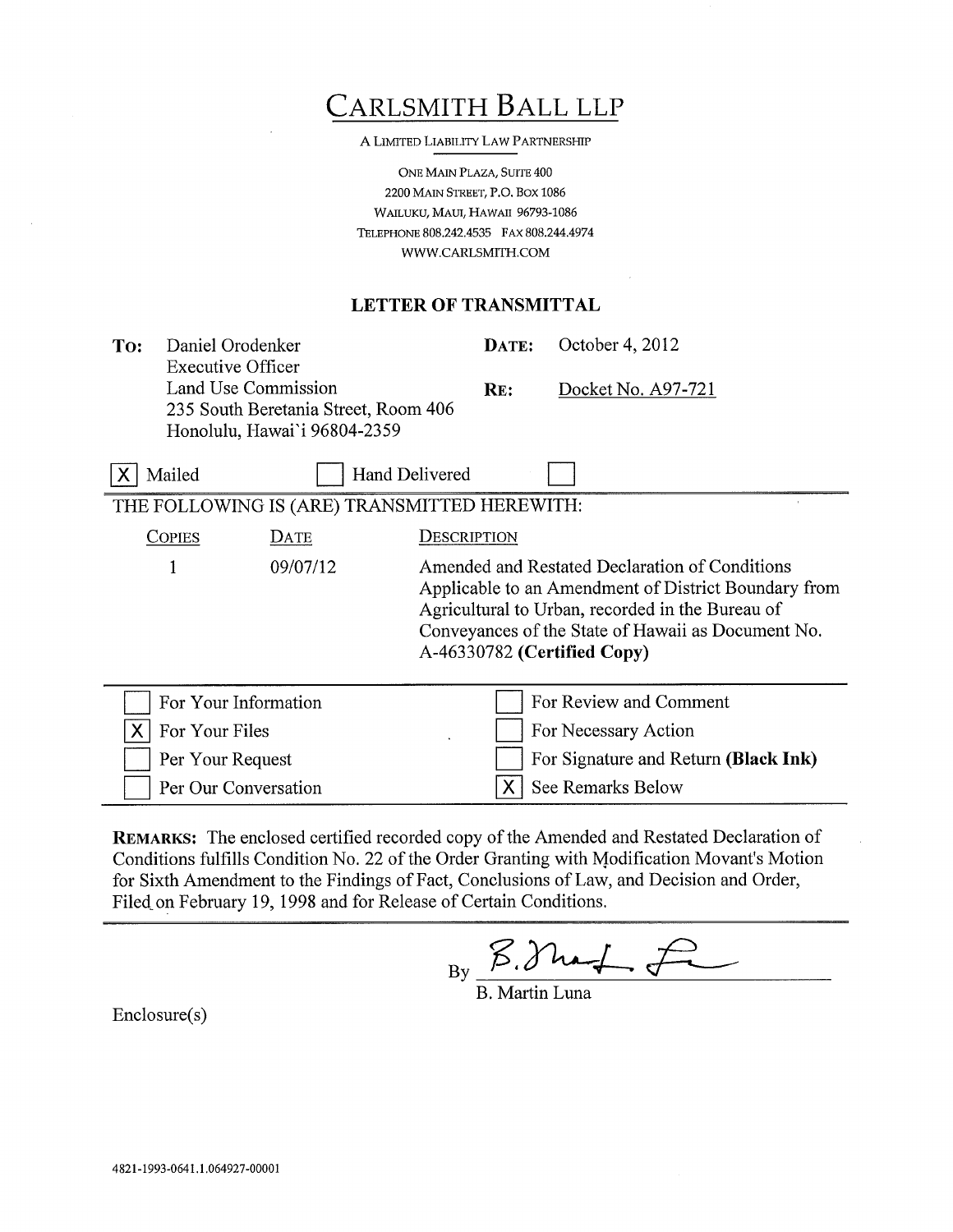# CARLSMITH BALL LLP

A LIMITED LIABILITY LAW PARTNERSHIP

ONE MAIN PLAZA, SUITE 400
2200 MAIN STREET, P.O. BOX 1086
WAILUKU, MAUI, HAWAII 96793-1086
TELEPHONE 808.242.4535 FAX 808.244.4974
WWW.CARLSMITH.COM

## LETTER OF TRANSMITTAL

**TO:** Daniel Orodenker
Executive Officer
Land Use Commission
235 South Beretania Street, Room 406
Honolulu, Hawai`i 96804-2359

**DATE:** October 4, 2012

**RE:** Docket No. A97-721

[X] Mailed [ ] Hand Delivered [ ]

THE FOLLOWING IS (ARE) TRANSMITTED HEREWITH:

| COPIES | DATE | DESCRIPTION |
|---|---|---|
| 1 | 09/07/12 | Amended and Restated Declaration of Conditions Applicable to an Amendment of District Boundary from Agricultural to Urban, recorded in the Bureau of Conveyances of the State of Hawaii as Document No. A-46330782 **(Certified Copy)** |

| | |
|---|---|
| [ ] For Your Information | [ ] For Review and Comment |
| [X] For Your Files | [ ] For Necessary Action |
| [ ] Per Your Request | [ ] For Signature and Return **(Black Ink)** |
| [ ] Per Our Conversation | [X] See Remarks Below |

**REMARKS:** The enclosed certified recorded copy of the Amended and Restated Declaration of Conditions fulfills Condition No. 22 of the Order Granting with Modification Movant's Motion for Sixth Amendment to the Findings of Fact, Conclusions of Law, and Decision and Order, Filed on February 19, 1998 and for Release of Certain Conditions.

By B. Martin Luna
B. Martin Luna

Enclosure(s)

4821-1993-0641.1.064927-00001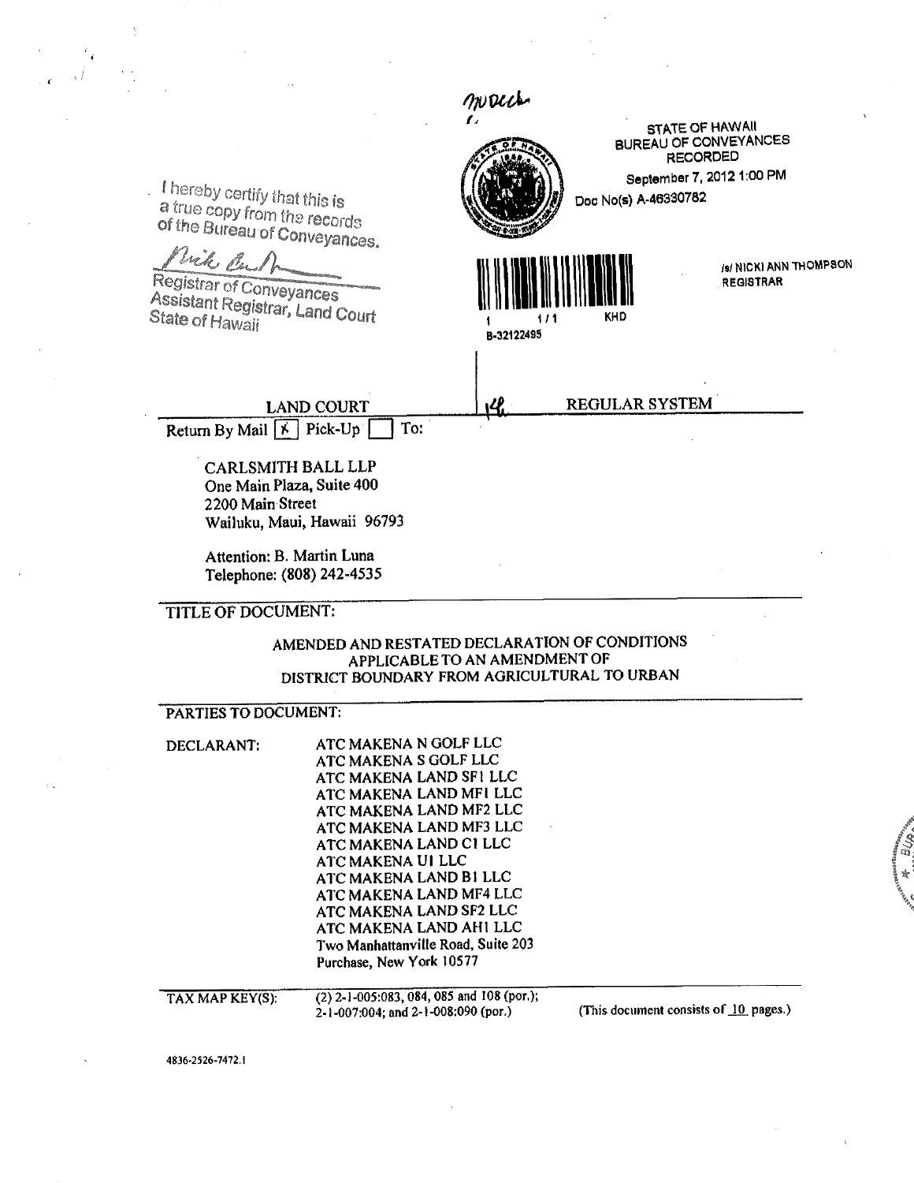mouch

STATE OF HAWAII
BUREAU OF CONVEYANCES
RECORDED
September 7, 2012 1:00 PM
Doc No(s) A-46330782

/s/ NICKI ANN THOMPSON
REGISTRAR

1 1/1 KHD
B-32122495

I hereby certify that this is a true copy from the records of the Bureau of Conveyances.

Registrar of Conveyances
Assistant Registrar, Land Court
State of Hawaii

| LAND COURT | REGULAR SYSTEM |
|---|---|

Return By Mail [X] Pick-Up [ ] To:

CARLSMITH BALL LLP
One Main Plaza, Suite 400
2200 Main Street
Wailuku, Maui, Hawaii 96793

Attention: B. Martin Luna
Telephone: (808) 242-4535

## TITLE OF DOCUMENT:

AMENDED AND RESTATED DECLARATION OF CONDITIONS APPLICABLE TO AN AMENDMENT OF DISTRICT BOUNDARY FROM AGRICULTURAL TO URBAN

## PARTIES TO DOCUMENT:

DECLARANT:

ATC MAKENA N GOLF LLC
ATC MAKENA S GOLF LLC
ATC MAKENA LAND SF1 LLC
ATC MAKENA LAND MF1 LLC
ATC MAKENA LAND MF2 LLC
ATC MAKENA LAND MF3 LLC
ATC MAKENA LAND C1 LLC
ATC MAKENA U1 LLC
ATC MAKENA LAND B1 LLC
ATC MAKENA LAND MF4 LLC
ATC MAKENA LAND SF2 LLC
ATC MAKENA LAND AH1 LLC
Two Manhattanville Road, Suite 203
Purchase, New York 10577

TAX MAP KEY(S): (2) 2-1-005:083, 084, 085 and 108 (por.); 2-1-007:004; and 2-1-008:090 (por.)

(This document consists of 10 pages.)

4836-2526-7472.1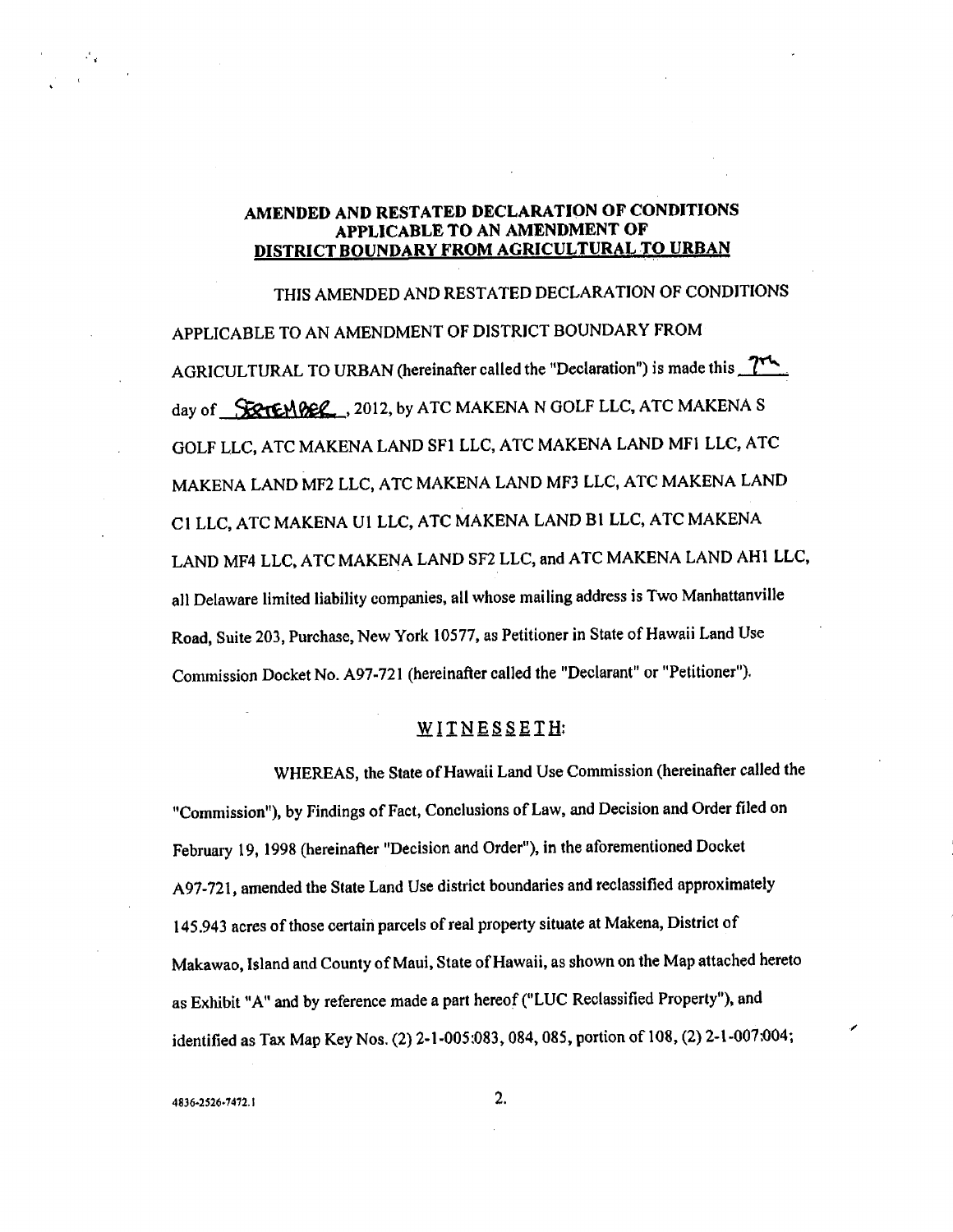**AMENDED AND RESTATED DECLARATION OF CONDITIONS APPLICABLE TO AN AMENDMENT OF DISTRICT BOUNDARY FROM AGRICULTURAL TO URBAN**

THIS AMENDED AND RESTATED DECLARATION OF CONDITIONS APPLICABLE TO AN AMENDMENT OF DISTRICT BOUNDARY FROM AGRICULTURAL TO URBAN (hereinafter called the "Declaration") is made this 7th day of SEPTEMBER, 2012, by ATC MAKENA N GOLF LLC, ATC MAKENA S GOLF LLC, ATC MAKENA LAND SF1 LLC, ATC MAKENA LAND MF1 LLC, ATC MAKENA LAND MF2 LLC, ATC MAKENA LAND MF3 LLC, ATC MAKENA LAND C1 LLC, ATC MAKENA U1 LLC, ATC MAKENA LAND B1 LLC, ATC MAKENA LAND MF4 LLC, ATC MAKENA LAND SF2 LLC, and ATC MAKENA LAND AH1 LLC, all Delaware limited liability companies, all whose mailing address is Two Manhattanville Road, Suite 203, Purchase, New York 10577, as Petitioner in State of Hawaii Land Use Commission Docket No. A97-721 (hereinafter called the "Declarant" or "Petitioner").

WITNESSETH:

WHEREAS, the State of Hawaii Land Use Commission (hereinafter called the "Commission"), by Findings of Fact, Conclusions of Law, and Decision and Order filed on February 19, 1998 (hereinafter "Decision and Order"), in the aforementioned Docket A97-721, amended the State Land Use district boundaries and reclassified approximately 145.943 acres of those certain parcels of real property situate at Makena, District of Makawao, Island and County of Maui, State of Hawaii, as shown on the Map attached hereto as Exhibit "A" and by reference made a part hereof ("LUC Reclassified Property"), and identified as Tax Map Key Nos. (2) 2-1-005:083, 084, 085, portion of 108, (2) 2-1-007:004;

4836-2526-7472.1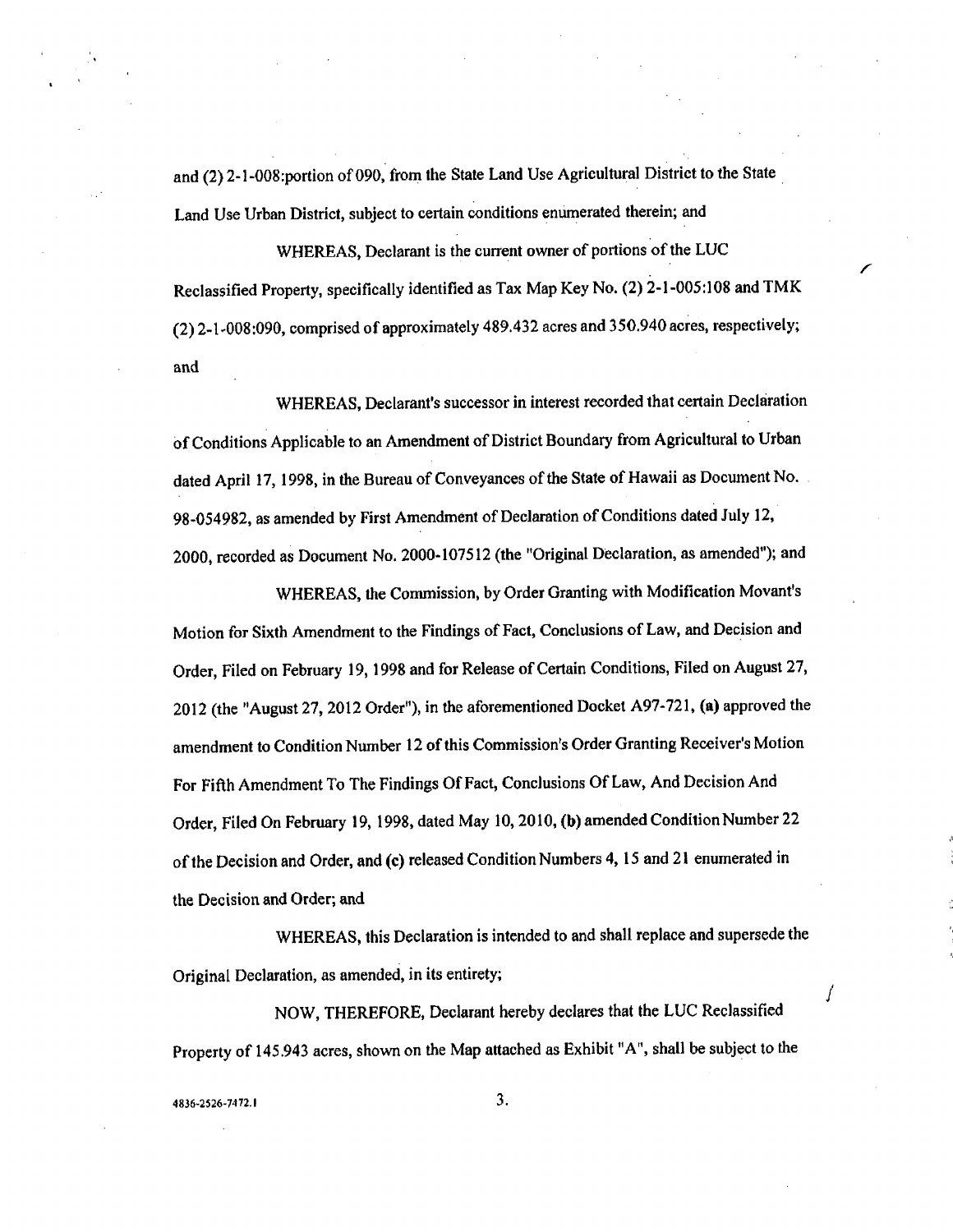and (2) 2-1-008:portion of 090, from the State Land Use Agricultural District to the State Land Use Urban District, subject to certain conditions enumerated therein; and

WHEREAS, Declarant is the current owner of portions of the LUC Reclassified Property, specifically identified as Tax Map Key No. (2) 2-1-005:108 and TMK (2) 2-1-008:090, comprised of approximately 489.432 acres and 350.940 acres, respectively; and

WHEREAS, Declarant's successor in interest recorded that certain Declaration of Conditions Applicable to an Amendment of District Boundary from Agricultural to Urban dated April 17, 1998, in the Bureau of Conveyances of the State of Hawaii as Document No. 98-054982, as amended by First Amendment of Declaration of Conditions dated July 12, 2000, recorded as Document No. 2000-107512 (the "Original Declaration, as amended"); and

WHEREAS, the Commission, by Order Granting with Modification Movant's Motion for Sixth Amendment to the Findings of Fact, Conclusions of Law, and Decision and Order, Filed on February 19, 1998 and for Release of Certain Conditions, Filed on August 27, 2012 (the "August 27, 2012 Order"), in the aforementioned Docket A97-721, **(a)** approved the amendment to Condition Number 12 of this Commission's Order Granting Receiver's Motion For Fifth Amendment To The Findings Of Fact, Conclusions Of Law, And Decision And Order, Filed On February 19, 1998, dated May 10, 2010, **(b)** amended Condition Number 22 of the Decision and Order, and **(c)** released Condition Numbers 4, 15 and 21 enumerated in the Decision and Order; and

WHEREAS, this Declaration is intended to and shall replace and supersede the Original Declaration, as amended, in its entirety;

NOW, THEREFORE, Declarant hereby declares that the LUC Reclassified Property of 145.943 acres, shown on the Map attached as Exhibit "A", shall be subject to the

4836-2526-7472.1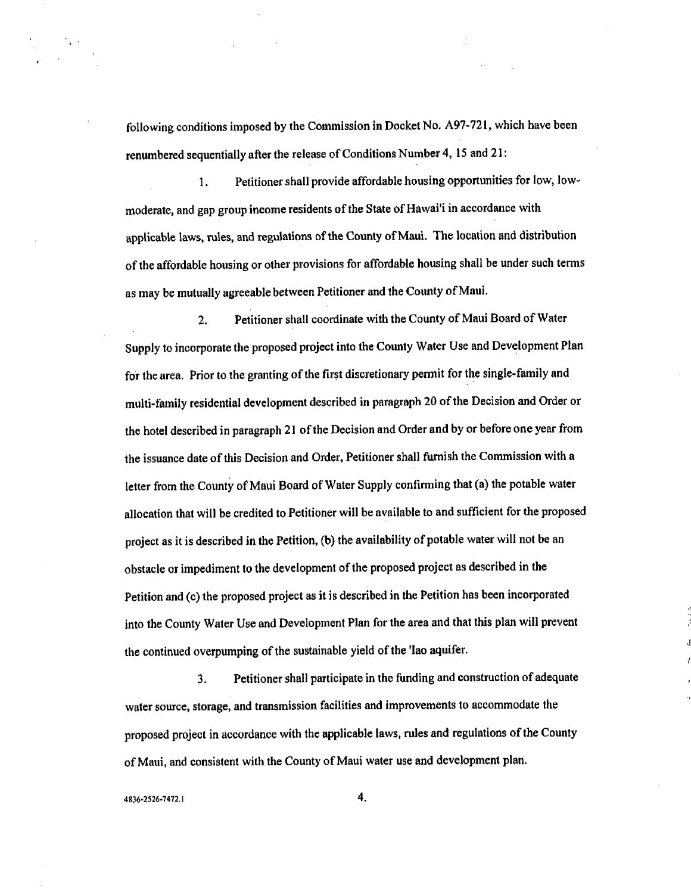following conditions imposed by the Commission in Docket No. A97-721, which have been renumbered sequentially after the release of Conditions Number 4, 15 and 21:

1. Petitioner shall provide affordable housing opportunities for low, low-moderate, and gap group income residents of the State of Hawai'i in accordance with applicable laws, rules, and regulations of the County of Maui. The location and distribution of the affordable housing or other provisions for affordable housing shall be under such terms as may be mutually agreeable between Petitioner and the County of Maui.

2. Petitioner shall coordinate with the County of Maui Board of Water Supply to incorporate the proposed project into the County Water Use and Development Plan for the area. Prior to the granting of the first discretionary permit for the single-family and multi-family residential development described in paragraph 20 of the Decision and Order or the hotel described in paragraph 21 of the Decision and Order and by or before one year from the issuance date of this Decision and Order, Petitioner shall furnish the Commission with a letter from the County of Maui Board of Water Supply confirming that (a) the potable water allocation that will be credited to Petitioner will be available to and sufficient for the proposed project as it is described in the Petition, (b) the availability of potable water will not be an obstacle or impediment to the development of the proposed project as described in the Petition and (c) the proposed project as it is described in the Petition has been incorporated into the County Water Use and Development Plan for the area and that this plan will prevent the continued overpumping of the sustainable yield of the 'Iao aquifer.

3. Petitioner shall participate in the funding and construction of adequate water source, storage, and transmission facilities and improvements to accommodate the proposed project in accordance with the applicable laws, rules and regulations of the County of Maui, and consistent with the County of Maui water use and development plan.

4836-2526-7472.1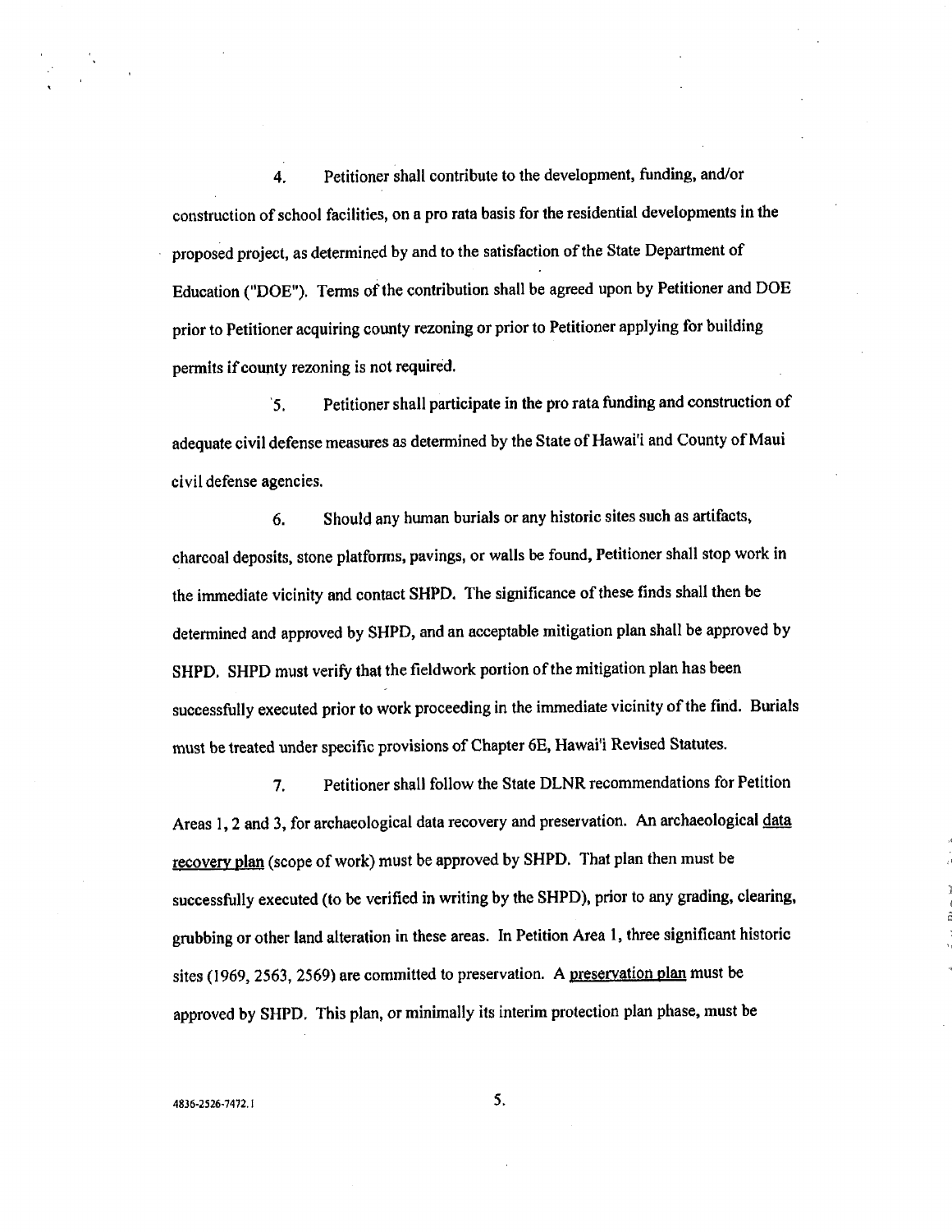4. Petitioner shall contribute to the development, funding, and/or construction of school facilities, on a pro rata basis for the residential developments in the proposed project, as determined by and to the satisfaction of the State Department of Education ("DOE"). Terms of the contribution shall be agreed upon by Petitioner and DOE prior to Petitioner acquiring county rezoning or prior to Petitioner applying for building permits if county rezoning is not required.

5. Petitioner shall participate in the pro rata funding and construction of adequate civil defense measures as determined by the State of Hawai'i and County of Maui civil defense agencies.

6. Should any human burials or any historic sites such as artifacts, charcoal deposits, stone platforms, pavings, or walls be found, Petitioner shall stop work in the immediate vicinity and contact SHPD. The significance of these finds shall then be determined and approved by SHPD, and an acceptable mitigation plan shall be approved by SHPD. SHPD must verify that the fieldwork portion of the mitigation plan has been successfully executed prior to work proceeding in the immediate vicinity of the find. Burials must be treated under specific provisions of Chapter 6E, Hawai'i Revised Statutes.

7. Petitioner shall follow the State DLNR recommendations for Petition Areas 1, 2 and 3, for archaeological data recovery and preservation. An archaeological data recovery plan (scope of work) must be approved by SHPD. That plan then must be successfully executed (to be verified in writing by the SHPD), prior to any grading, clearing, grubbing or other land alteration in these areas. In Petition Area 1, three significant historic sites (1969, 2563, 2569) are committed to preservation. A preservation plan must be approved by SHPD. This plan, or minimally its interim protection plan phase, must be

4836-2526-7472.1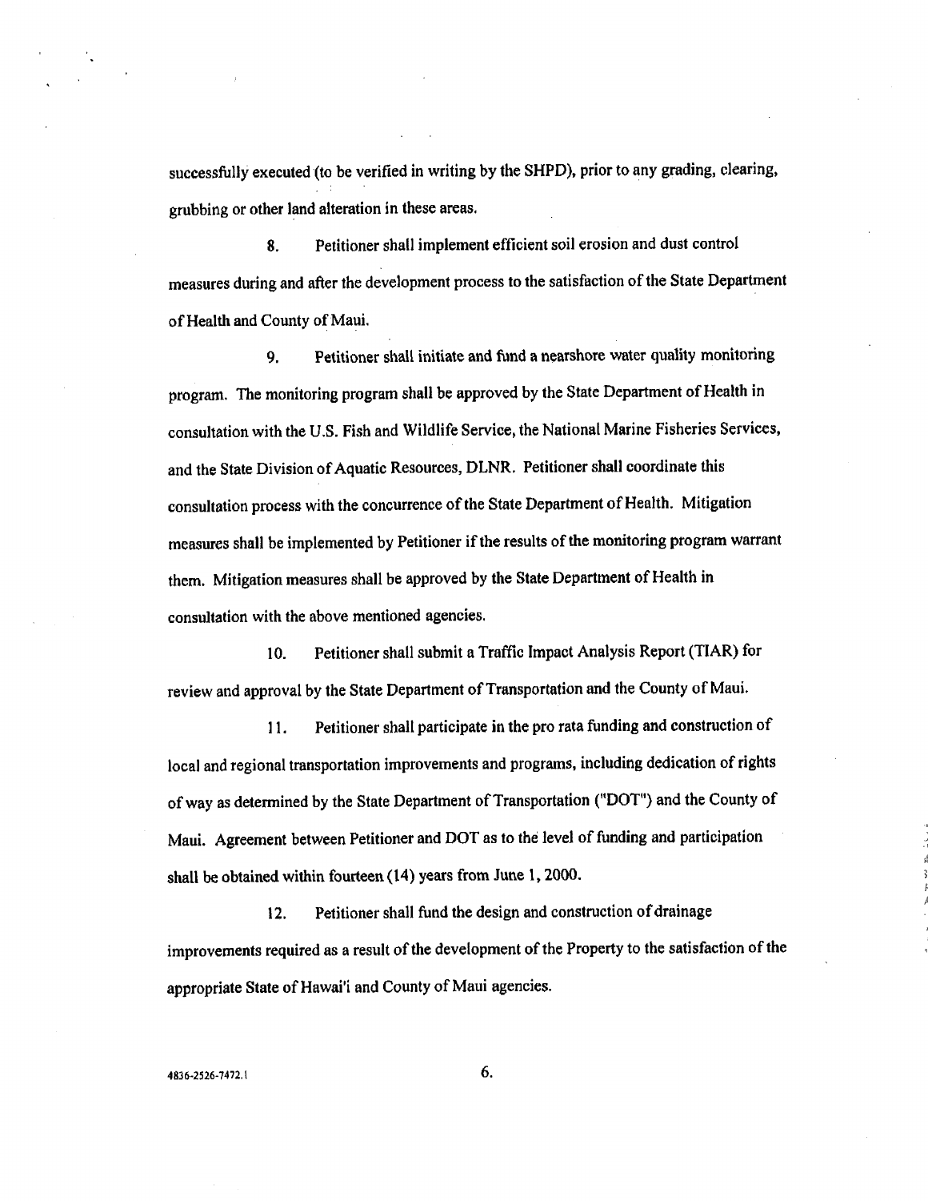successfully executed (to be verified in writing by the SHPD), prior to any grading, clearing, grubbing or other land alteration in these areas.

8. Petitioner shall implement efficient soil erosion and dust control measures during and after the development process to the satisfaction of the State Department of Health and County of Maui.

9. Petitioner shall initiate and fund a nearshore water quality monitoring program. The monitoring program shall be approved by the State Department of Health in consultation with the U.S. Fish and Wildlife Service, the National Marine Fisheries Services, and the State Division of Aquatic Resources, DLNR. Petitioner shall coordinate this consultation process with the concurrence of the State Department of Health. Mitigation measures shall be implemented by Petitioner if the results of the monitoring program warrant them. Mitigation measures shall be approved by the State Department of Health in consultation with the above mentioned agencies.

10. Petitioner shall submit a Traffic Impact Analysis Report (TIAR) for review and approval by the State Department of Transportation and the County of Maui.

11. Petitioner shall participate in the pro rata funding and construction of local and regional transportation improvements and programs, including dedication of rights of way as determined by the State Department of Transportation ("DOT") and the County of Maui. Agreement between Petitioner and DOT as to the level of funding and participation shall be obtained within fourteen (14) years from June 1, 2000.

12. Petitioner shall fund the design and construction of drainage improvements required as a result of the development of the Property to the satisfaction of the appropriate State of Hawai'i and County of Maui agencies.

4836-2526-7472.1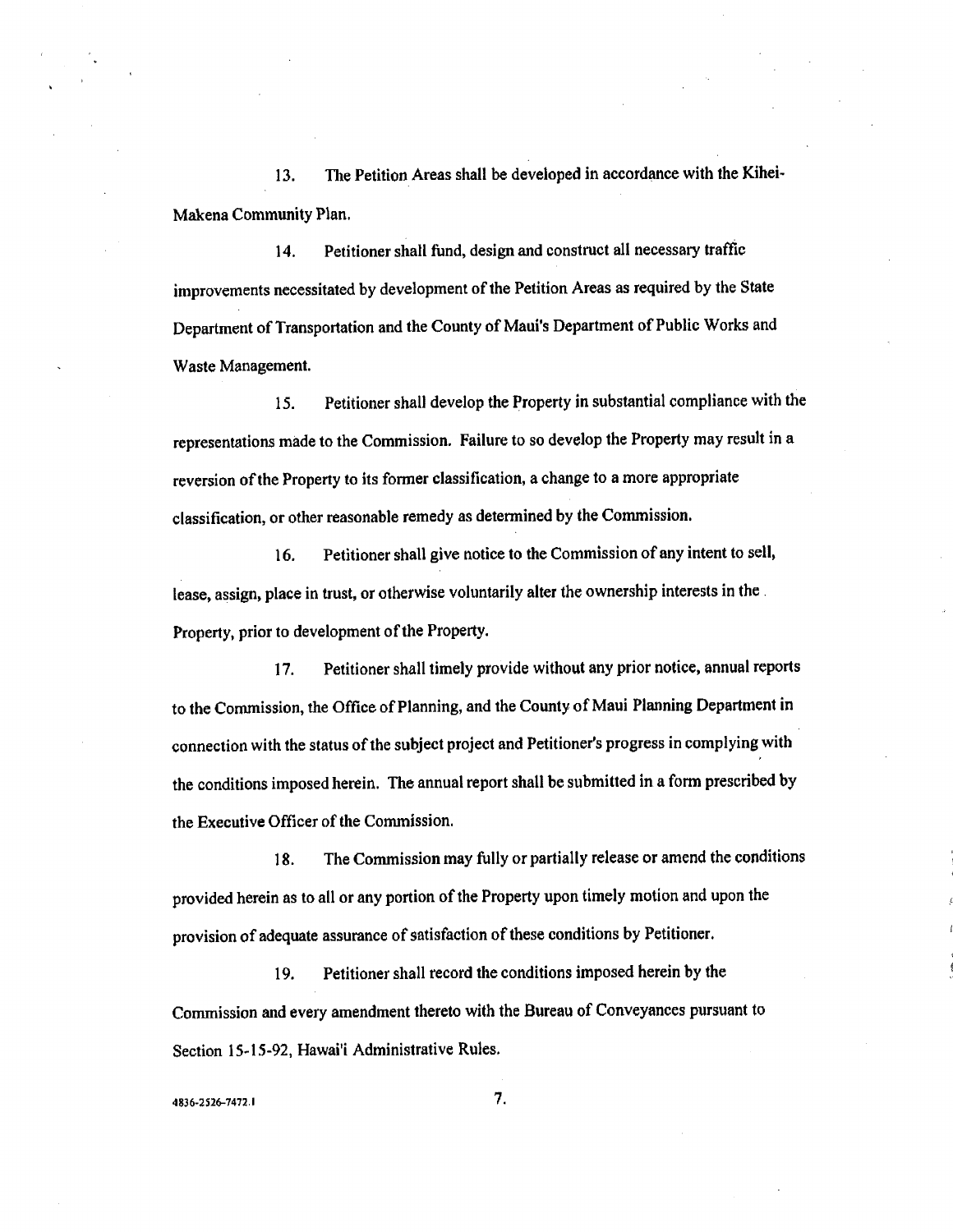13. The Petition Areas shall be developed in accordance with the Kihei-Makena Community Plan.

14. Petitioner shall fund, design and construct all necessary traffic improvements necessitated by development of the Petition Areas as required by the State Department of Transportation and the County of Maui's Department of Public Works and Waste Management.

15. Petitioner shall develop the Property in substantial compliance with the representations made to the Commission. Failure to so develop the Property may result in a reversion of the Property to its former classification, a change to a more appropriate classification, or other reasonable remedy as determined by the Commission.

16. Petitioner shall give notice to the Commission of any intent to sell, lease, assign, place in trust, or otherwise voluntarily alter the ownership interests in the Property, prior to development of the Property.

17. Petitioner shall timely provide without any prior notice, annual reports to the Commission, the Office of Planning, and the County of Maui Planning Department in connection with the status of the subject project and Petitioner's progress in complying with the conditions imposed herein. The annual report shall be submitted in a form prescribed by the Executive Officer of the Commission.

18. The Commission may fully or partially release or amend the conditions provided herein as to all or any portion of the Property upon timely motion and upon the provision of adequate assurance of satisfaction of these conditions by Petitioner.

19. Petitioner shall record the conditions imposed herein by the Commission and every amendment thereto with the Bureau of Conveyances pursuant to Section 15-15-92, Hawai'i Administrative Rules.

4836-2526-7472.1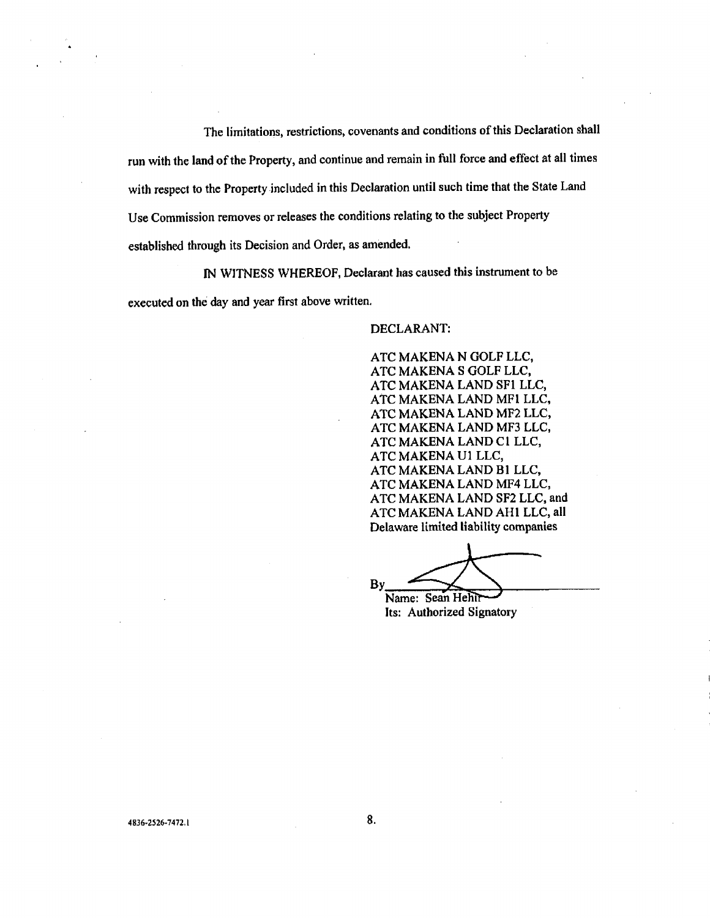The limitations, restrictions, covenants and conditions of this Declaration shall run with the land of the Property, and continue and remain in full force and effect at all times with respect to the Property included in this Declaration until such time that the State Land Use Commission removes or releases the conditions relating to the subject Property established through its Decision and Order, as amended.

IN WITNESS WHEREOF, Declarant has caused this instrument to be executed on the day and year first above written.

DECLARANT:

ATC MAKENA N GOLF LLC,
ATC MAKENA S GOLF LLC,
ATC MAKENA LAND SF1 LLC,
ATC MAKENA LAND MF1 LLC,
ATC MAKENA LAND MF2 LLC,
ATC MAKENA LAND MF3 LLC,
ATC MAKENA LAND C1 LLC,
ATC MAKENA U1 LLC,
ATC MAKENA LAND B1 LLC,
ATC MAKENA LAND MF4 LLC,
ATC MAKENA LAND SF2 LLC, and
ATC MAKENA LAND AH1 LLC, all
Delaware limited liability companies

By\_\_\_\_\_\_\_\_\_\_\_\_\_\_\_\_\_\_\_\_\_\_\_\_\_\_\_\_
Name: Sean Hehir
Its: Authorized Signatory

4836-2526-7472.1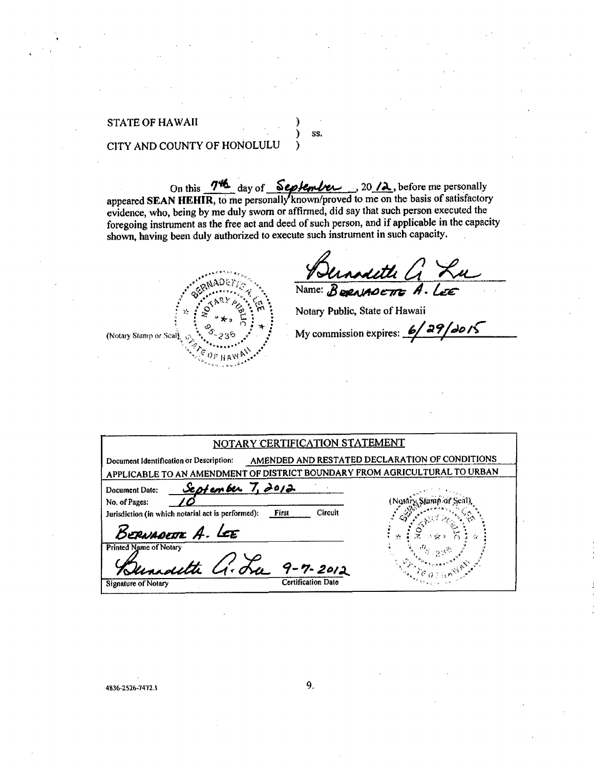STATE OF HAWAII )
) ss.
CITY AND COUNTY OF HONOLULU )

On this 7th day of September, 20 12, before me personally appeared **SEAN HEHIR**, to me personally known/proved to me on the basis of satisfactory evidence, who, being by me duly sworn or affirmed, did say that such person executed the foregoing instrument as the free act and deed of such person, and if applicable in the capacity shown, having been duly authorized to execute such instrument in such capacity.

(Notary Stamp or Seal) BERNADETTE A. LEE NOTARY PUBLIC 95-236 STATE OF HAWAII

Bernadette A. Lee

Name: BERNADETTE A. LEE

Notary Public, State of Hawaii

My commission expires: 6/29/2015

| NOTARY CERTIFICATION STATEMENT | |
|---|---|
| Document Identification or Description: AMENDED AND RESTATED DECLARATION OF CONDITIONS APPLICABLE TO AN AMENDMENT OF DISTRICT BOUNDARY FROM AGRICULTURAL TO URBAN | |
| Document Date: September 7, 2012 | (Notary Stamp or Seal) |
| No. of Pages: 10 | |
| Jurisdiction (in which notarial act is performed): First Circuit | |
| BERNADETTE A. LEE<br>Printed Name of Notary | |
| Bernadette A. Lee 9-7-2012<br>Signature of Notary Certification Date | |

4836-2526-7472.1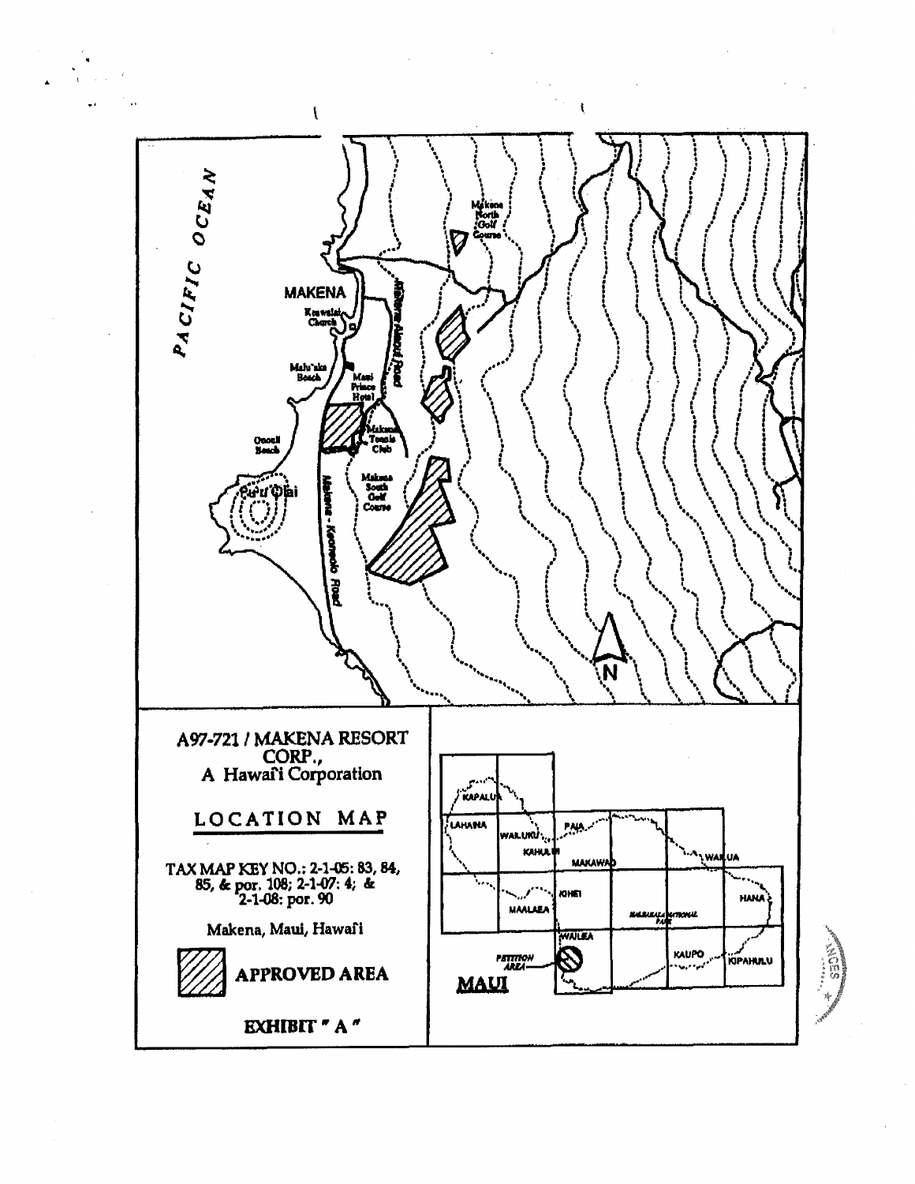PACIFIC OCEAN

MAKENA

Keawalai Church

Malu'aka Beach

Maui Prince Hotel

Makena Tennis Club

Oneuli Beach

Pu'u Ola'i

Makena South Golf Course

Makena North Golf Course

Makena Alanui Road

Makena - Keoneoio Road

N

**A97-721 / MAKENA RESORT CORP., A Hawai'i Corporation**

**LOCATION MAP**

**TAX MAP KEY NO.: 2-1-05: 83, 84, 85, & por. 108; 2-1-07: 4; & 2-1-08: por. 90**

Makena, Maui, Hawai'i

**APPROVED AREA**

**EXHIBIT " A "**

KAPALUA

LAHAINA

WAILUKU

PAIA

KAHULUI

MAKAWAO

WAILUA

KIHEI

MAALAEA

HALEAKALA NATIONAL PARK

HANA

WAILEA

KAUPO

KIPAHULU

PETITION AREA

**MAUI**